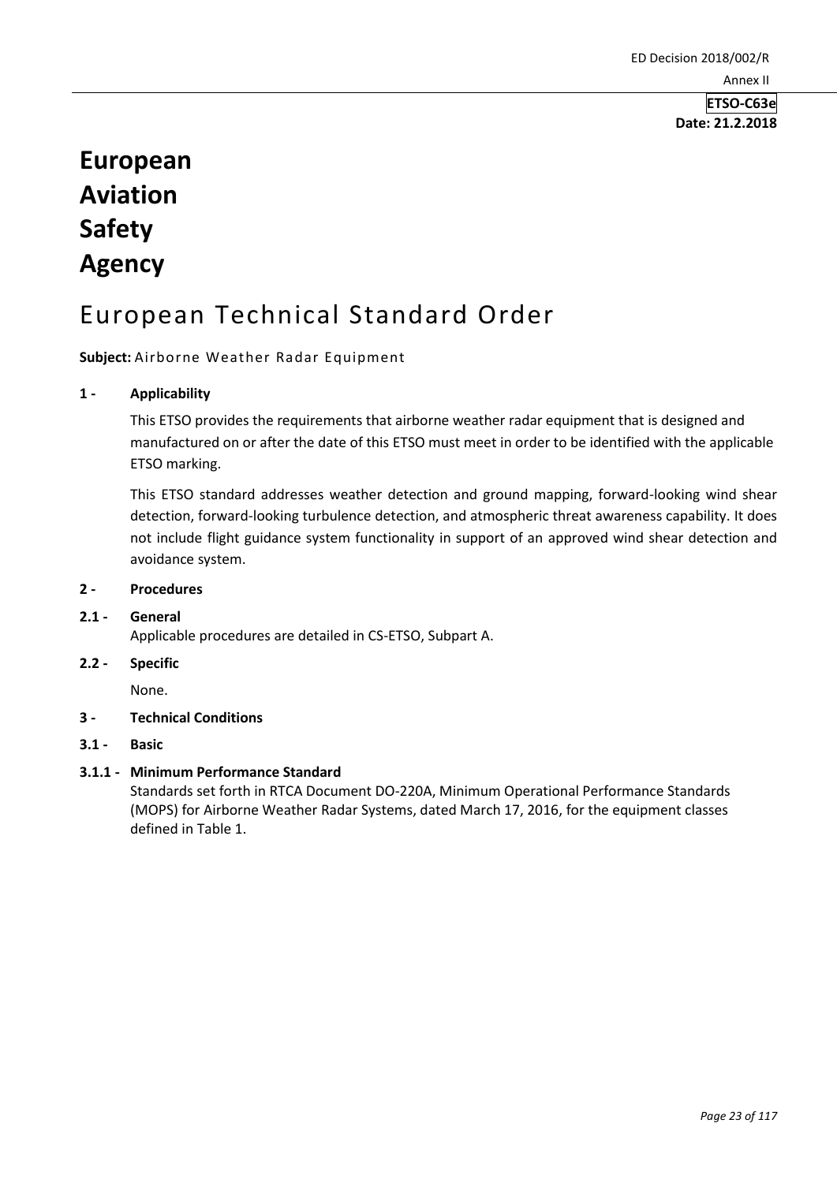**ETSO-C63e**
**Date: 21.2.2018**

# European Aviation Safety Agency

# European Technical Standard Order

**Subject:** Airborne Weather Radar Equipment

## 1 - Applicability

This ETSO provides the requirements that airborne weather radar equipment that is designed and manufactured on or after the date of this ETSO must meet in order to be identified with the applicable ETSO marking.

This ETSO standard addresses weather detection and ground mapping, forward-looking wind shear detection, forward-looking turbulence detection, and atmospheric threat awareness capability. It does not include flight guidance system functionality in support of an approved wind shear detection and avoidance system.

## 2 - Procedures

### 2.1 - General

Applicable procedures are detailed in CS-ETSO, Subpart A.

### 2.2 - Specific

None.

## 3 - Technical Conditions

### 3.1 - Basic

#### 3.1.1 - Minimum Performance Standard

Standards set forth in RTCA Document DO-220A, Minimum Operational Performance Standards (MOPS) for Airborne Weather Radar Systems, dated March 17, 2016, for the equipment classes defined in Table 1.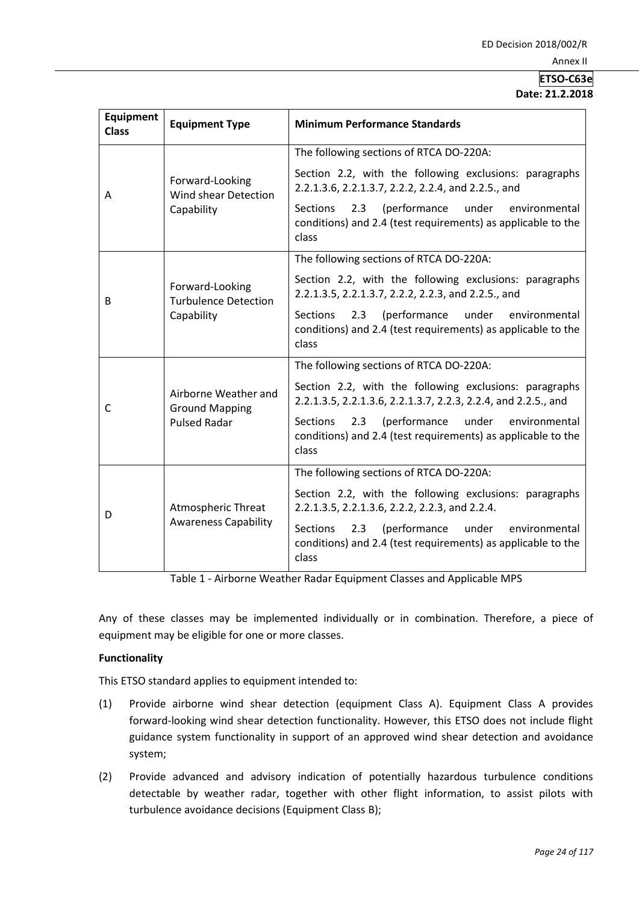| Equipment Class | Equipment Type | Minimum Performance Standards |
|---|---|---|
| A | Forward-Looking Wind shear Detection Capability | The following sections of RTCA DO-220A:<br>Section 2.2, with the following exclusions: paragraphs 2.2.1.3.6, 2.2.1.3.7, 2.2.2, 2.2.4, and 2.2.5., and<br>Sections 2.3 (performance under environmental conditions) and 2.4 (test requirements) as applicable to the class |
| B | Forward-Looking Turbulence Detection Capability | The following sections of RTCA DO-220A:<br>Section 2.2, with the following exclusions: paragraphs 2.2.1.3.5, 2.2.1.3.7, 2.2.2, 2.2.3, and 2.2.5., and<br>Sections 2.3 (performance under environmental conditions) and 2.4 (test requirements) as applicable to the class |
| C | Airborne Weather and Ground Mapping Pulsed Radar | The following sections of RTCA DO-220A:<br>Section 2.2, with the following exclusions: paragraphs 2.2.1.3.5, 2.2.1.3.6, 2.2.1.3.7, 2.2.3, 2.2.4, and 2.2.5., and<br>Sections 2.3 (performance under environmental conditions) and 2.4 (test requirements) as applicable to the class |
| D | Atmospheric Threat Awareness Capability | The following sections of RTCA DO-220A:<br>Section 2.2, with the following exclusions: paragraphs 2.2.1.3.5, 2.2.1.3.6, 2.2.2, 2.2.3, and 2.2.4.<br>Sections 2.3 (performance under environmental conditions) and 2.4 (test requirements) as applicable to the class |

Table 1 - Airborne Weather Radar Equipment Classes and Applicable MPS

Any of these classes may be implemented individually or in combination. Therefore, a piece of equipment may be eligible for one or more classes.

**Functionality**

This ETSO standard applies to equipment intended to:

(1) Provide airborne wind shear detection (equipment Class A). Equipment Class A provides forward-looking wind shear detection functionality. However, this ETSO does not include flight guidance system functionality in support of an approved wind shear detection and avoidance system;

(2) Provide advanced and advisory indication of potentially hazardous turbulence conditions detectable by weather radar, together with other flight information, to assist pilots with turbulence avoidance decisions (Equipment Class B);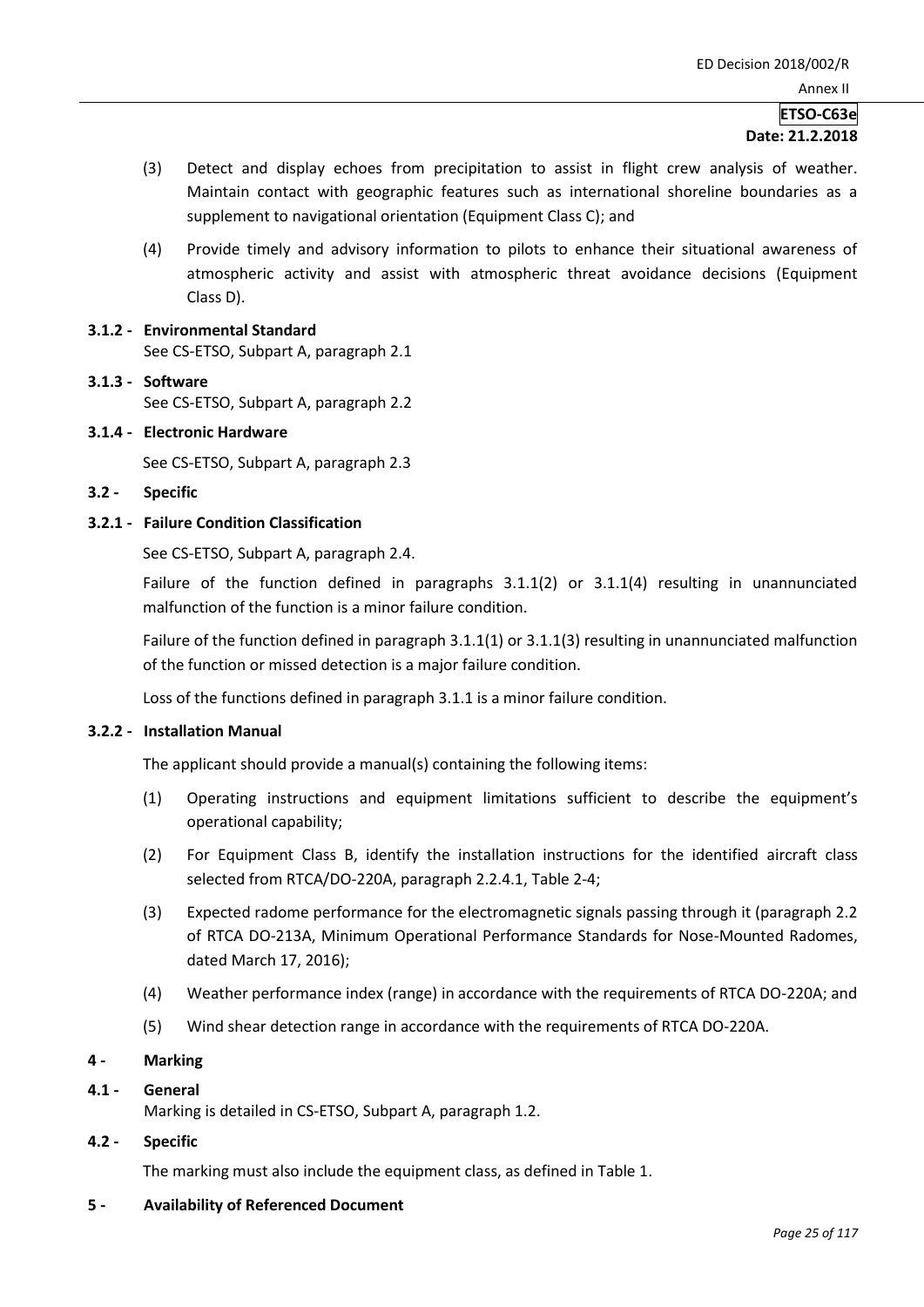(3) Detect and display echoes from precipitation to assist in flight crew analysis of weather. Maintain contact with geographic features such as international shoreline boundaries as a supplement to navigational orientation (Equipment Class C); and

(4) Provide timely and advisory information to pilots to enhance their situational awareness of atmospheric activity and assist with atmospheric threat avoidance decisions (Equipment Class D).

**3.1.2 - Environmental Standard**

See CS-ETSO, Subpart A, paragraph 2.1

**3.1.3 - Software**

See CS-ETSO, Subpart A, paragraph 2.2

**3.1.4 - Electronic Hardware**

See CS-ETSO, Subpart A, paragraph 2.3

**3.2 - Specific**

**3.2.1 - Failure Condition Classification**

See CS-ETSO, Subpart A, paragraph 2.4.

Failure of the function defined in paragraphs 3.1.1(2) or 3.1.1(4) resulting in unannunciated malfunction of the function is a minor failure condition.

Failure of the function defined in paragraph 3.1.1(1) or 3.1.1(3) resulting in unannunciated malfunction of the function or missed detection is a major failure condition.

Loss of the functions defined in paragraph 3.1.1 is a minor failure condition.

**3.2.2 - Installation Manual**

The applicant should provide a manual(s) containing the following items:

(1) Operating instructions and equipment limitations sufficient to describe the equipment's operational capability;

(2) For Equipment Class B, identify the installation instructions for the identified aircraft class selected from RTCA/DO-220A, paragraph 2.2.4.1, Table 2-4;

(3) Expected radome performance for the electromagnetic signals passing through it (paragraph 2.2 of RTCA DO-213A, Minimum Operational Performance Standards for Nose-Mounted Radomes, dated March 17, 2016);

(4) Weather performance index (range) in accordance with the requirements of RTCA DO-220A; and

(5) Wind shear detection range in accordance with the requirements of RTCA DO-220A.

**4 - Marking**

**4.1 - General**

Marking is detailed in CS-ETSO, Subpart A, paragraph 1.2.

**4.2 - Specific**

The marking must also include the equipment class, as defined in Table 1.

**5 - Availability of Referenced Document**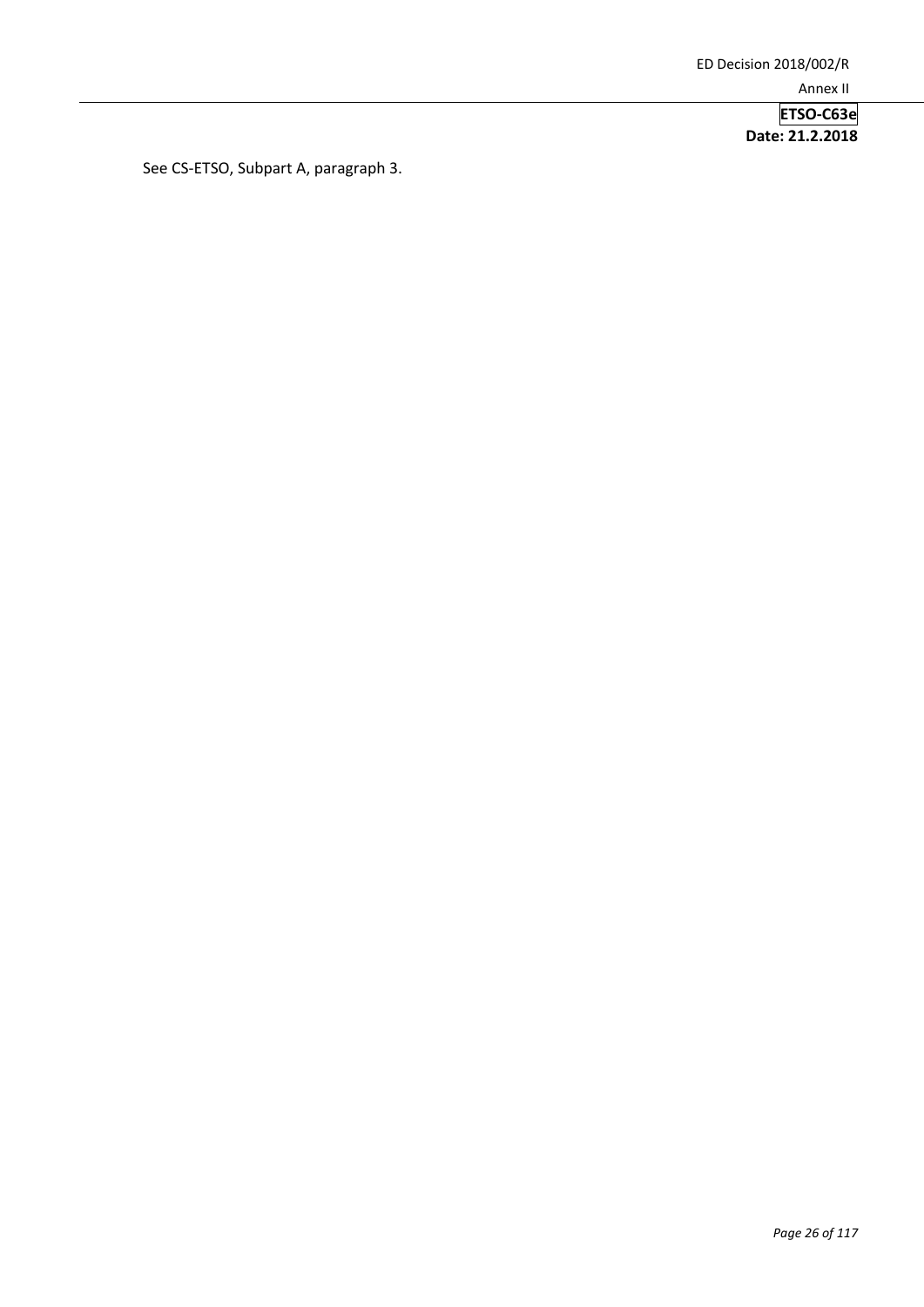**ETSO-C63e**
**Date: 21.2.2018**

See CS-ETSO, Subpart A, paragraph 3.